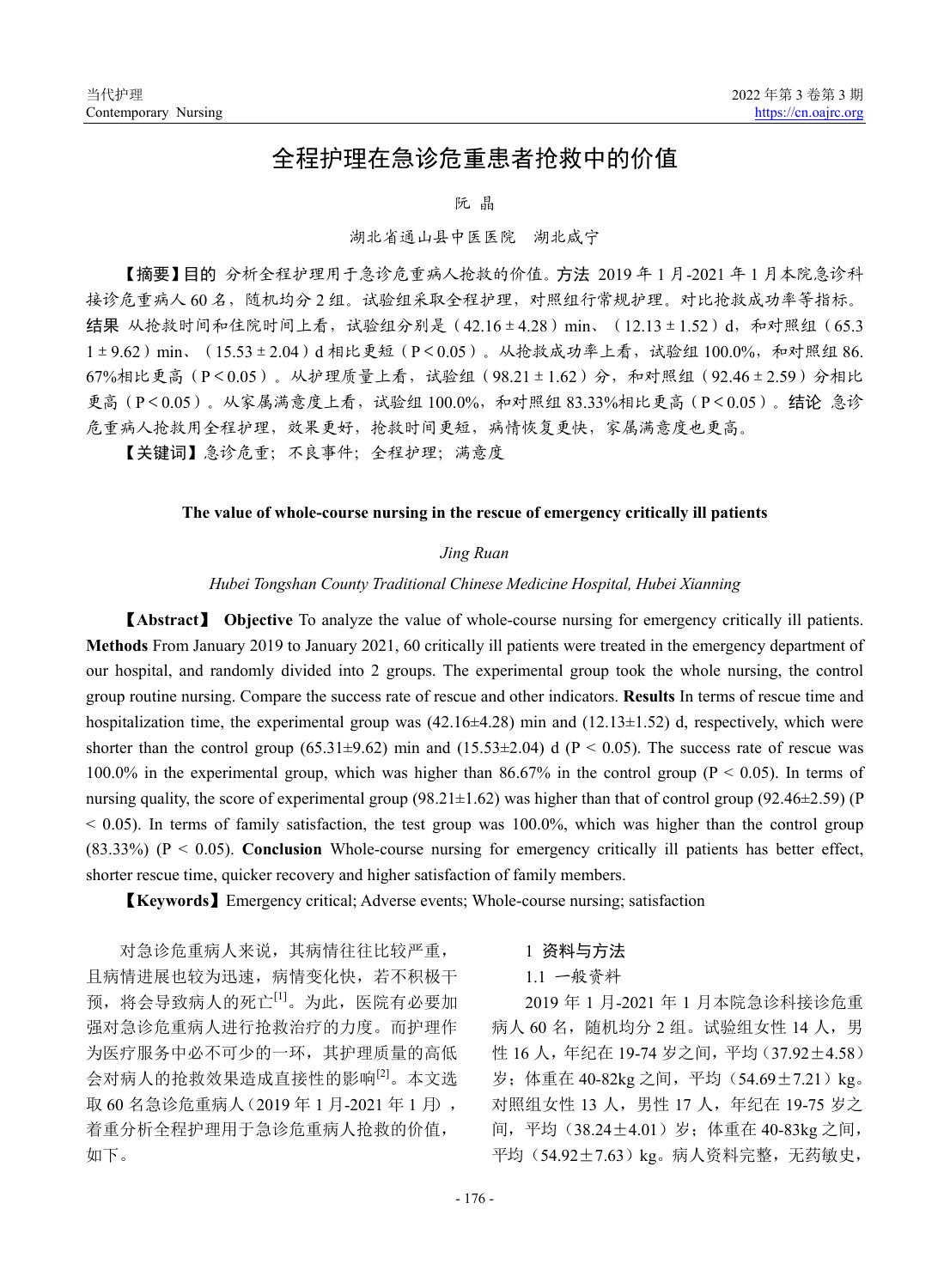# 全程护理在急诊危重患者抢救中的价值

阮 晶

湖北省通山县中医医院 湖北咸宁

**【摘要】目的** 分析全程护理用于急诊危重病人抢救的价值。**方法** 2019 年 1 月-2021 年 1 月本院急诊科接诊危重病人 60 名，随机均分 2 组。试验组采取全程护理，对照组行常规护理。对比抢救成功率等指标。**结果** 从抢救时间和住院时间上看，试验组分别是（42.16 ± 4.28）min、（12.13 ± 1.52）d，和对照组（65.31 ± 9.62）min、（15.53 ± 2.04）d 相比更短（P < 0.05）。从抢救成功率上看，试验组 100.0%，和对照组 86.67%相比更高（P < 0.05）。从护理质量上看，试验组（98.21 ± 1.62）分，和对照组（92.46 ± 2.59）分相比更高（P < 0.05）。从家属满意度上看，试验组 100.0%，和对照组 83.33%相比更高（P < 0.05）。**结论** 急诊危重病人抢救用全程护理，效果更好，抢救时间更短，病情恢复更快，家属满意度也更高。

**【关键词】**急诊危重；不良事件；全程护理；满意度

## The value of whole-course nursing in the rescue of emergency critically ill patients

*Jing Ruan*

*Hubei Tongshan County Traditional Chinese Medicine Hospital, Hubei Xianning*

**【Abstract】 Objective** To analyze the value of whole-course nursing for emergency critically ill patients. **Methods** From January 2019 to January 2021, 60 critically ill patients were treated in the emergency department of our hospital, and randomly divided into 2 groups. The experimental group took the whole nursing, the control group routine nursing. Compare the success rate of rescue and other indicators. **Results** In terms of rescue time and hospitalization time, the experimental group was (42.16±4.28) min and (12.13±1.52) d, respectively, which were shorter than the control group (65.31±9.62) min and (15.53±2.04) d ($P < 0.05$). The success rate of rescue was 100.0% in the experimental group, which was higher than 86.67% in the control group ($P < 0.05$). In terms of nursing quality, the score of experimental group (98.21±1.62) was higher than that of control group (92.46±2.59) ($P < 0.05$). In terms of family satisfaction, the test group was 100.0%, which was higher than the control group (83.33%) ($P < 0.05$). **Conclusion** Whole-course nursing for emergency critically ill patients has better effect, shorter rescue time, quicker recovery and higher satisfaction of family members.

**【Keywords】**Emergency critical; Adverse events; Whole-course nursing; satisfaction

对急诊危重病人来说，其病情往往比较严重，且病情进展也较为迅速，病情变化快，若不积极干预，将会导致病人的死亡[1]。为此，医院有必要加强对急诊危重病人进行抢救治疗的力度。而护理作为医疗服务中必不可少的一环，其护理质量的高低会对病人的抢救效果造成直接性的影响[2]。本文选取 60 名急诊危重病人（2019 年 1 月-2021 年 1 月），着重分析全程护理用于急诊危重病人抢救的价值，如下。

## 1 资料与方法

### 1.1 一般资料

2019 年 1 月-2021 年 1 月本院急诊科接诊危重病人 60 名，随机均分 2 组。试验组女性 14 人，男性 16 人，年纪在 19-74 岁之间，平均（37.92±4.58）岁；体重在 40-82kg 之间，平均（54.69±7.21）kg。对照组女性 13 人，男性 17 人，年纪在 19-75 岁之间，平均（38.24±4.01）岁；体重在 40-83kg 之间，平均（54.92±7.63）kg。病人资料完整，无药敏史，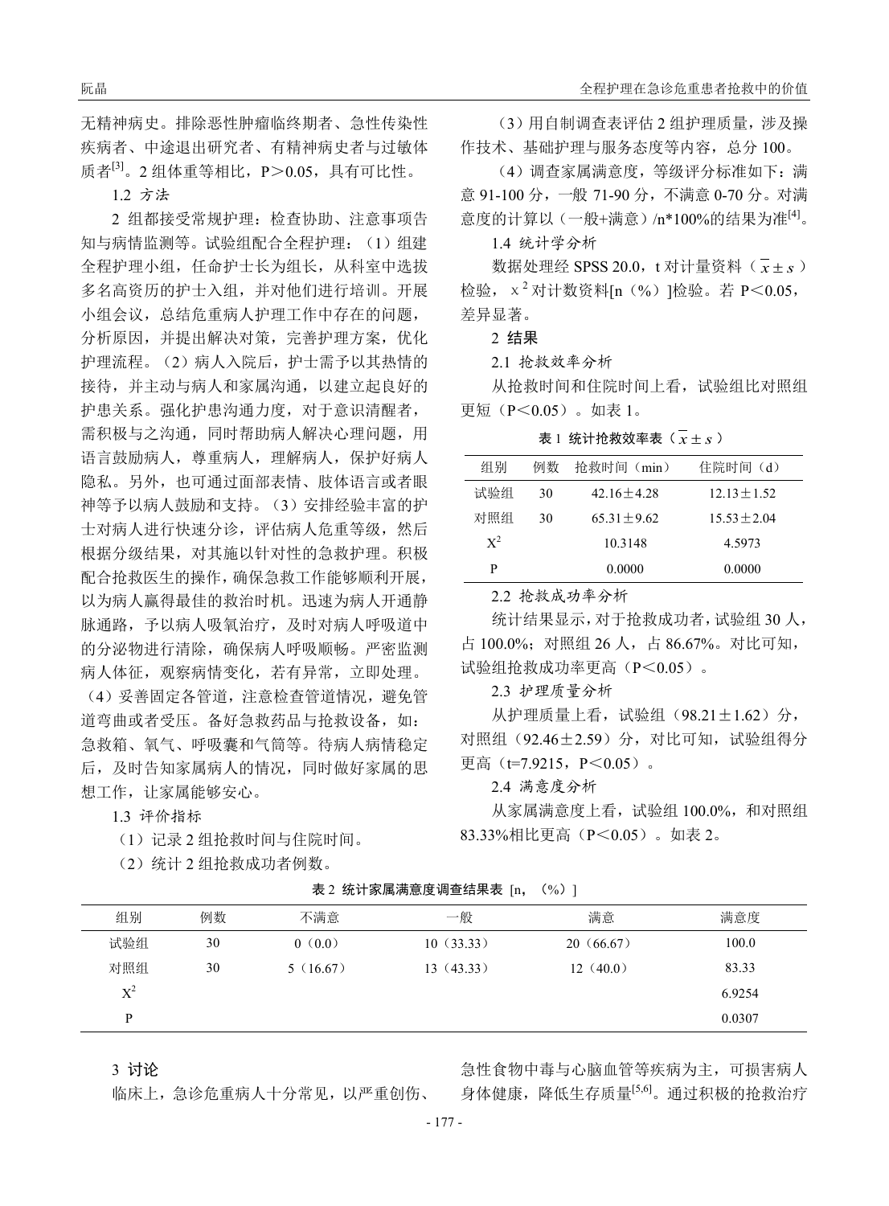无精神病史。排除恶性肿瘤临终期者、急性传染性疾病者、中途退出研究者、有精神病史者与过敏体质者[3]。2 组体重等相比，P＞0.05，具有可比性。

1.2 方法

2 组都接受常规护理：检查协助、注意事项告知与病情监测等。试验组配合全程护理：（1）组建全程护理小组，任命护士长为组长，从科室中选拔多名高资历的护士入组，并对他们进行培训。开展小组会议，总结危重病人护理工作中存在的问题，分析原因，并提出解决对策，完善护理方案，优化护理流程。（2）病人入院后，护士需予以其热情的接待，并主动与病人和家属沟通，以建立起良好的护患关系。强化护患沟通力度，对于意识清醒者，需积极与之沟通，同时帮助病人解决心理问题，用语言鼓励病人，尊重病人，理解病人，保护好病人隐私。另外，也可通过面部表情、肢体语言或者眼神等予以病人鼓励和支持。（3）安排经验丰富的护士对病人进行快速分诊，评估病人危重等级，然后根据分级结果，对其施以针对性的急救护理。积极配合抢救医生的操作，确保急救工作能够顺利开展，以为病人赢得最佳的救治时机。迅速为病人开通静脉通路，予以病人吸氧治疗，及时对病人呼吸道中的分泌物进行清除，确保病人呼吸顺畅。严密监测病人体征，观察病情变化，若有异常，立即处理。（4）妥善固定各管道，注意检查管道情况，避免管道弯曲或者受压。备好急救药品与抢救设备，如：急救箱、氧气、呼吸囊和气筒等。待病人病情稳定后，及时告知家属病人的情况，同时做好家属的思想工作，让家属能够安心。

1.3 评价指标

（1）记录 2 组抢救时间与住院时间。

（2）统计 2 组抢救成功者例数。

（3）用自制调查表评估 2 组护理质量，涉及操作技术、基础护理与服务态度等内容，总分 100。

（4）调查家属满意度，等级评分标准如下：满意 91-100 分，一般 71-90 分，不满意 0-70 分。对满意度的计算以（一般+满意）/n*100%的结果为准[4]。

1.4 统计学分析

数据处理经 SPSS 20.0，t 对计量资料（$\bar{x}\pm s$）检验，$\chi^2$ 对计数资料[n（%）]检验。若 P＜0.05，差异显著。

## 2 结果

2.1 抢救效率分析

从抢救时间和住院时间上看，试验组比对照组更短（P＜0.05）。如表 1。

**表 1 统计抢救效率表（$\bar{x}\pm s$）**

| 组别 | 例数 | 抢救时间（min） | 住院时间（d） |
|---|---|---|---|
| 试验组 | 30 | 42.16±4.28 | 12.13±1.52 |
| 对照组 | 30 | 65.31±9.62 | 15.53±2.04 |
| $X^2$ | | 10.3148 | 4.5973 |
| P | | 0.0000 | 0.0000 |

2.2 抢救成功率分析

统计结果显示，对于抢救成功者，试验组 30 人，占 100.0%；对照组 26 人，占 86.67%。对比可知，试验组抢救成功率更高（P＜0.05）。

2.3 护理质量分析

从护理质量上看，试验组（98.21±1.62）分，对照组（92.46±2.59）分，对比可知，试验组得分更高（t=7.9215，P＜0.05）。

2.4 满意度分析

从家属满意度上看，试验组 100.0%，和对照组 83.33%相比更高（P＜0.05）。如表 2。

**表 2 统计家属满意度调查结果表 [n，（%）]**

| 组别 | 例数 | 不满意 | 一般 | 满意 | 满意度 |
|---|---|---|---|---|---|
| 试验组 | 30 | 0（0.0） | 10（33.33） | 20（66.67） | 100.0 |
| 对照组 | 30 | 5（16.67） | 13（43.33） | 12（40.0） | 83.33 |
| $X^2$ | | | | | 6.9254 |
| P | | | | | 0.0307 |

## 3 讨论

临床上，急诊危重病人十分常见，以严重创伤、急性食物中毒与心脑血管等疾病为主，可损害病人身体健康，降低生存质量[5,6]。通过积极的抢救治疗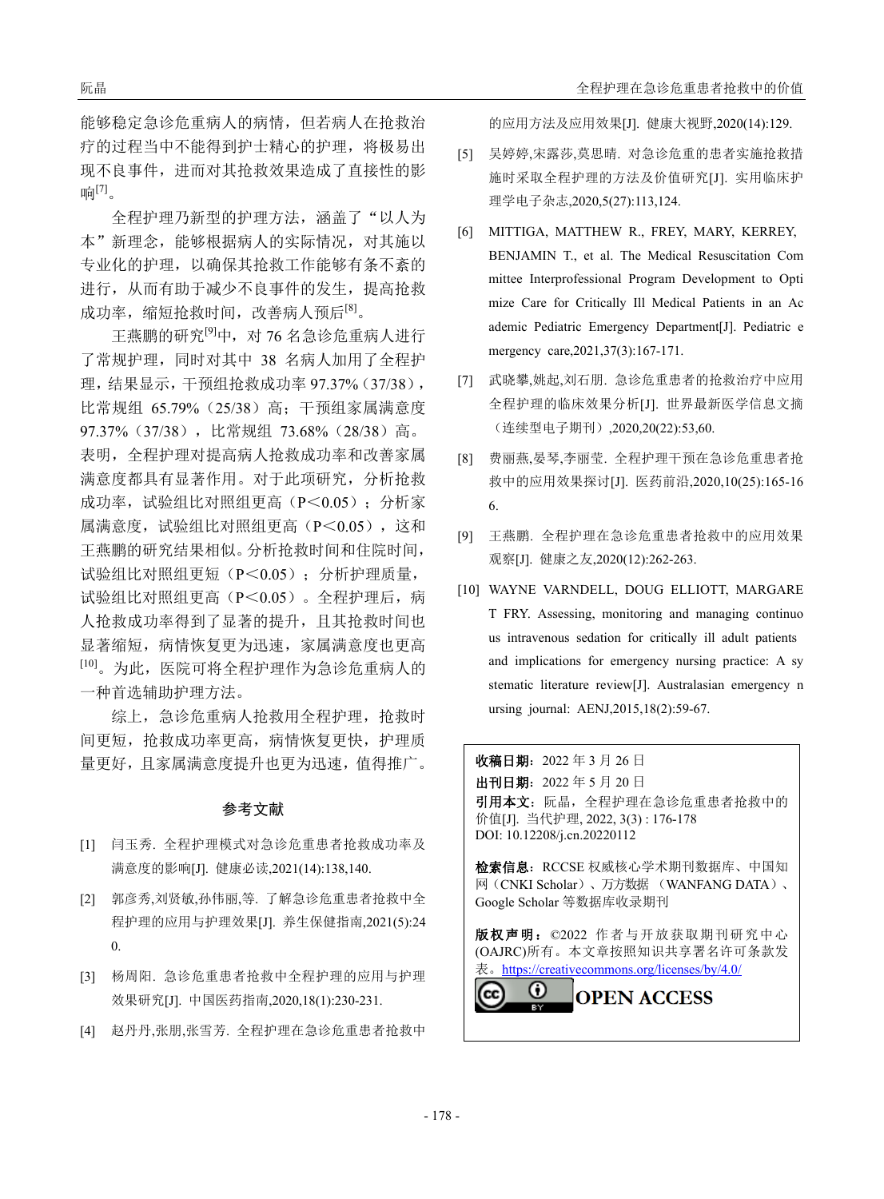能够稳定急诊危重病人的病情，但若病人在抢救治疗的过程当中不能得到护士精心的护理，将极易出现不良事件，进而对其抢救效果造成了直接性的影响[7]。

全程护理乃新型的护理方法，涵盖了“以人为本”新理念，能够根据病人的实际情况，对其施以专业化的护理，以确保其抢救工作能够有条不紊的进行，从而有助于减少不良事件的发生，提高抢救成功率，缩短抢救时间，改善病人预后[8]。

王燕鹏的研究[9]中，对 76 名急诊危重病人进行了常规护理，同时对其中 38 名病人加用了全程护理，结果显示，干预组抢救成功率 97.37%（37/38），比常规组 65.79%（25/38）高；干预组家属满意度 97.37%（37/38），比常规组 73.68%（28/38）高。表明，全程护理对提高病人抢救成功率和改善家属满意度都具有显著作用。对于此项研究，分析抢救成功率，试验组比对照组更高（$P<0.05$）；分析家属满意度，试验组比对照组更高（$P<0.05$），这和王燕鹏的研究结果相似。分析抢救时间和住院时间，试验组比对照组更短（$P<0.05$）；分析护理质量，试验组比对照组更高（$P<0.05$）。全程护理后，病人抢救成功率得到了显著的提升，且其抢救时间也显著缩短，病情恢复更为迅速，家属满意度也更高[10]。为此，医院可将全程护理作为急诊危重病人的一种首选辅助护理方法。

综上，急诊危重病人抢救用全程护理，抢救时间更短，抢救成功率更高，病情恢复更快，护理质量更好，且家属满意度提升也更为迅速，值得推广。

## 参考文献

[1] 闫玉秀. 全程护理模式对急诊危重患者抢救成功率及满意度的影响[J]. 健康必读,2021(14):138,140.

[2] 郭彦秀,刘贤敏,孙伟丽,等. 了解急诊危重患者抢救中全程护理的应用与护理效果[J]. 养生保健指南,2021(5):240.

[3] 杨周阳. 急诊危重患者抢救中全程护理的应用与护理效果研究[J]. 中国医药指南,2020,18(1):230-231.

[4] 赵丹丹,张朋,张雪芳. 全程护理在急诊危重患者抢救中的应用方法及应用效果[J]. 健康大视野,2020(14):129.

[5] 吴婷婷,宋露莎,莫思晴. 对急诊危重的患者实施抢救措施时采取全程护理的方法及价值研究[J]. 实用临床护理学电子杂志,2020,5(27):113,124.

[6] MITTIGA, MATTHEW R., FREY, MARY, KERREY, BENJAMIN T., et al. The Medical Resuscitation Committee Interprofessional Program Development to Optimize Care for Critically Ill Medical Patients in an Academic Pediatric Emergency Department[J]. Pediatric emergency care,2021,37(3):167-171.

[7] 武晓攀,姚起,刘石朋. 急诊危重患者的抢救治疗中应用全程护理的临床效果分析[J]. 世界最新医学信息文摘（连续型电子期刊）,2020,20(22):53,60.

[8] 费丽燕,晏琴,李丽莹. 全程护理干预在急诊危重患者抢救中的应用效果探讨[J]. 医药前沿,2020,10(25):165-166.

[9] 王燕鹏. 全程护理在急诊危重患者抢救中的应用效果观察[J]. 健康之友,2020(12):262-263.

[10] WAYNE VARNDELL, DOUG ELLIOTT, MARGARET FRY. Assessing, monitoring and managing continuous intravenous sedation for critically ill adult patients and implications for emergency nursing practice: A systematic literature review[J]. Australasian emergency nursing journal: AENJ,2015,18(2):59-67.

**收稿日期**：2022 年 3 月 26 日
**出刊日期**：2022 年 5 月 20 日
**引用本文**：阮晶，全程护理在急诊危重患者抢救中的价值[J]. 当代护理, 2022, 3(3) : 176-178
DOI: 10.12208/j.cn.20220112

**检索信息**：RCCSE 权威核心学术期刊数据库、中国知网（CNKI Scholar）、万方数据 （WANFANG DATA）、Google Scholar 等数据库收录期刊

**版权声明**：©2022 作者与开放获取期刊研究中心(OAJRC)所有。本文章按照知识共享署名许可条款发表。https://creativecommons.org/licenses/by/4.0/

OPEN ACCESS